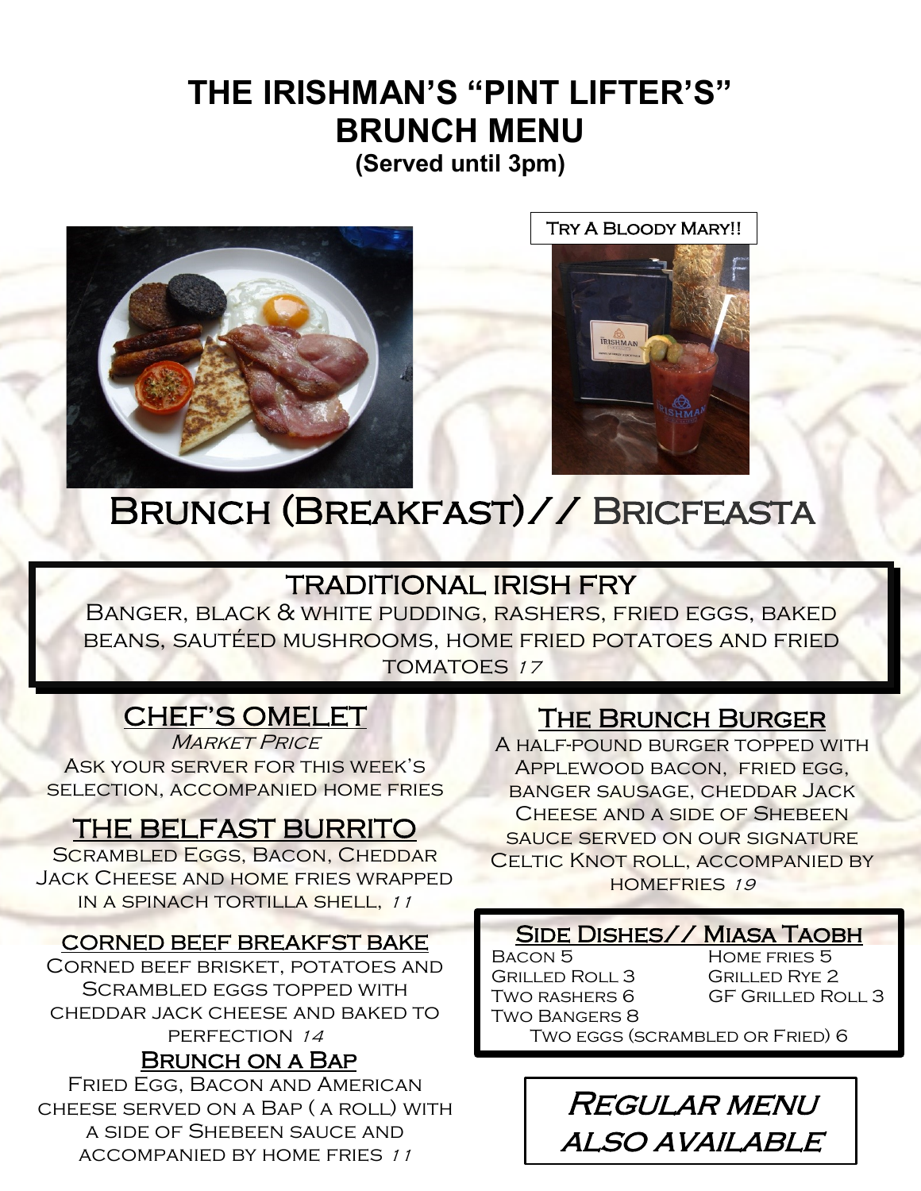# THE IRISHMAN'S "PINT LIFTER'S" BRUNCH MENU

**(Served until 3pm)**

Try A Bloody Mary!!

## Brunch (Breakfast)// Bricfeasta

### TRADITIONAL IRISH FRY

Banger, black & white pudding, rashers, fried eggs, baked beans, sautéed mushrooms, home fried potatoes and fried tomatoes *17*

### CHEF'S OMELET

*Market Price*

Ask your server for this week's selection, accompanied home fries

### THE BELFAST BURRITO

Scrambled Eggs, Bacon, Cheddar Jack Cheese and home fries wrapped in a spinach tortilla shell, *11*

### CORNED BEEF BREAKFST BAKE

Corned beef brisket, potatoes and Scrambled eggs topped with cheddar jack cheese and baked to perfection *14*

### Brunch on a Bap

Fried Egg, Bacon and American cheese served on a Bap ( a roll) with a side of Shebeen sauce and accompanied by home fries *11*

### The Brunch Burger

A half-pound burger topped with Applewood bacon, fried egg, banger sausage, cheddar Jack Cheese and a side of Shebeen sauce served on our signature Celtic Knot roll, accompanied by homefries *19*

### Side Dishes// Miasa Taobh

| | |
|---|---|
| Bacon 5 | Home fries 5 |
| Grilled Roll 3 | Grilled Rye 2 |
| Two rashers 6 | GF Grilled Roll 3 |
| Two Bangers 8 | |

Two eggs (scrambled or Fried) 6

*Regular menu also available*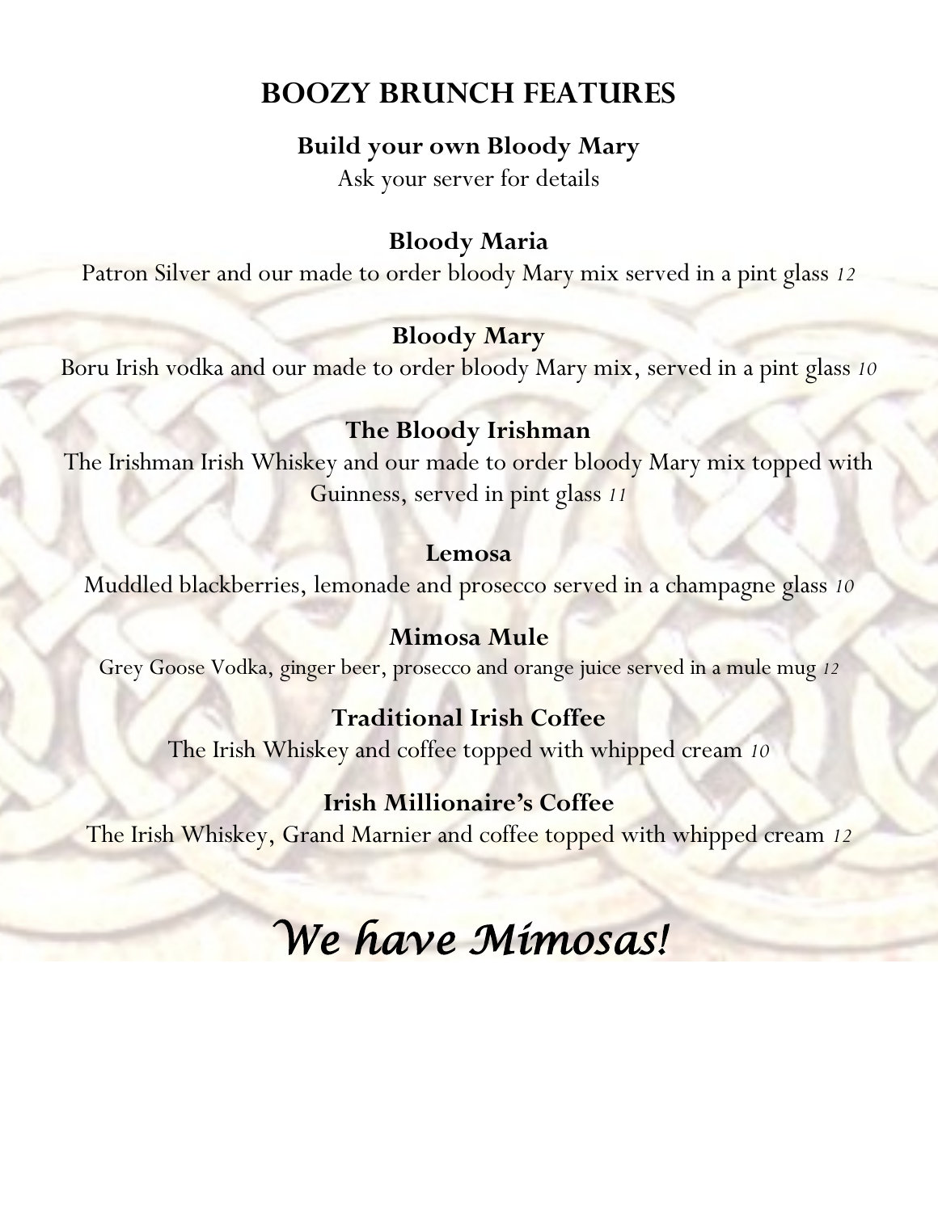# BOOZY BRUNCH FEATURES

**Build your own Bloody Mary**

Ask your server for details

**Bloody Maria**

Patron Silver and our made to order bloody Mary mix served in a pint glass *12*

**Bloody Mary**

Boru Irish vodka and our made to order bloody Mary mix, served in a pint glass *10*

**The Bloody Irishman**

The Irishman Irish Whiskey and our made to order bloody Mary mix topped with Guinness, served in pint glass *11*

**Lemosa**

Muddled blackberries, lemonade and prosecco served in a champagne glass *10*

**Mimosa Mule**

Grey Goose Vodka, ginger beer, prosecco and orange juice served in a mule mug *12*

**Traditional Irish Coffee**

The Irish Whiskey and coffee topped with whipped cream *10*

**Irish Millionaire's Coffee**

The Irish Whiskey, Grand Marnier and coffee topped with whipped cream *12*

*We have Mimosas!*